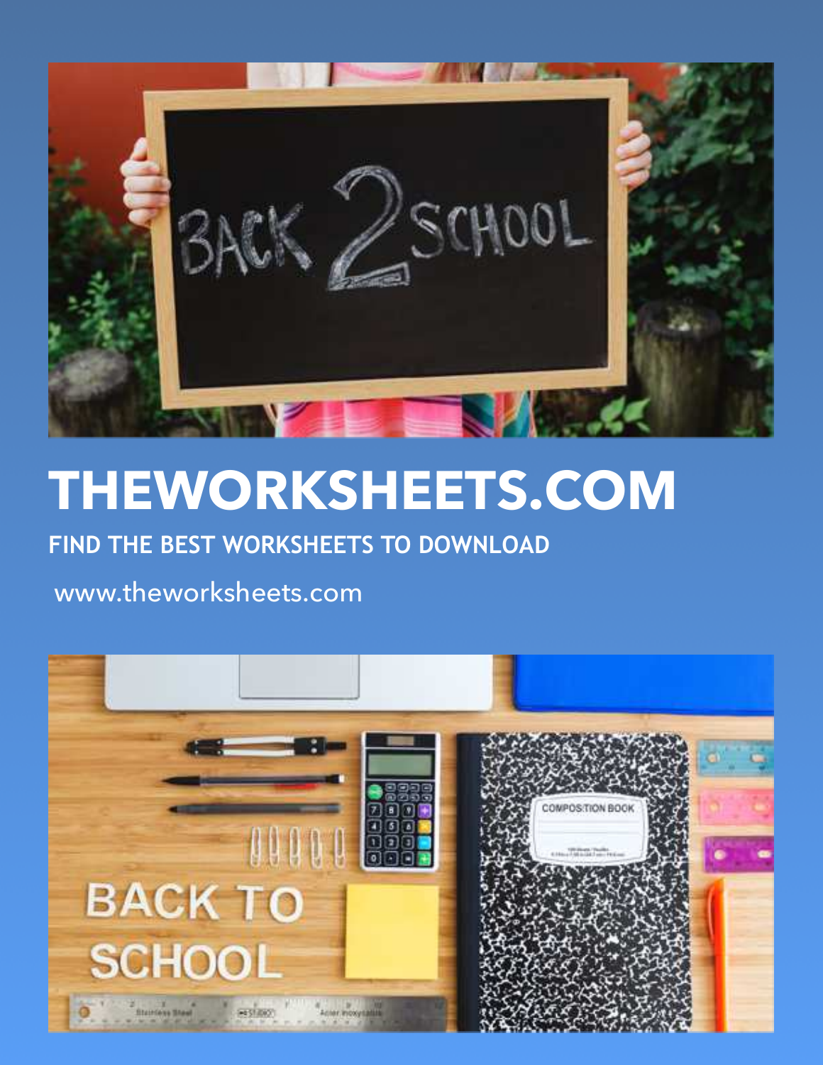# THEWORKSHEETS.COM

**FIND THE BEST WORKSHEETS TO DOWNLOAD**

www.theworksheets.com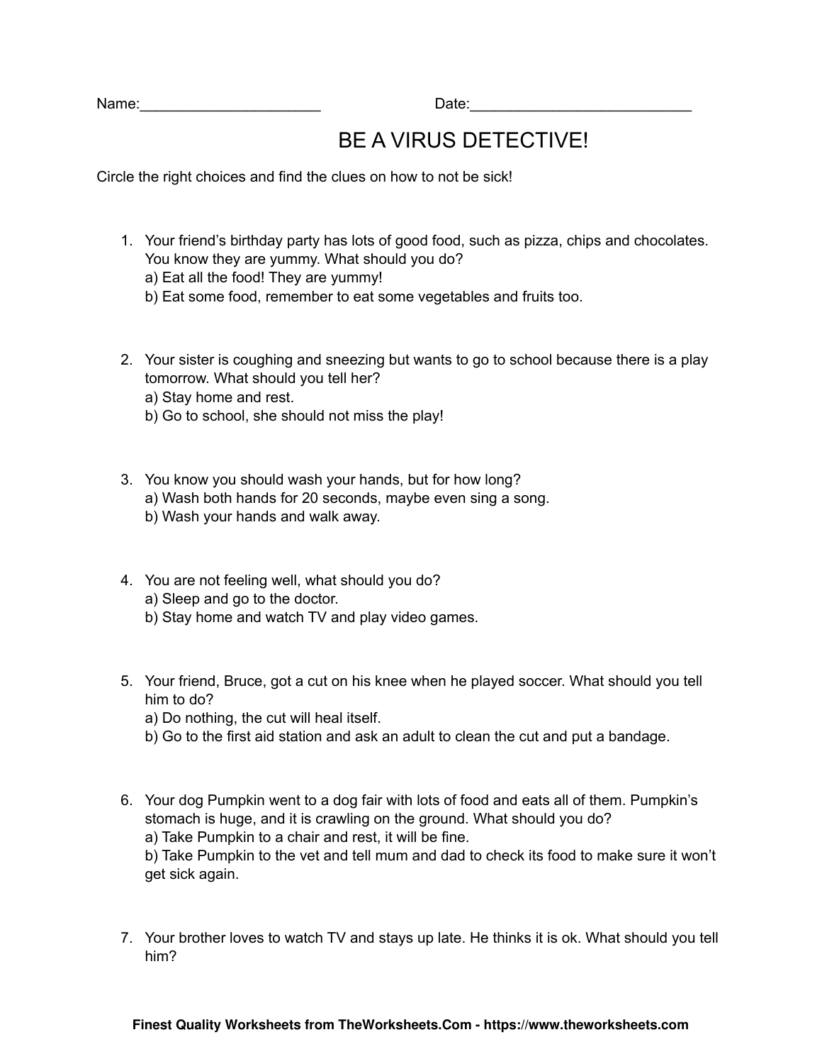Name:______________________ Date:___________________________

# BE A VIRUS DETECTIVE!

Circle the right choices and find the clues on how to not be sick!

1. Your friend's birthday party has lots of good food, such as pizza, chips and chocolates. You know they are yummy. What should you do?
   a) Eat all the food! They are yummy!
   b) Eat some food, remember to eat some vegetables and fruits too.

2. Your sister is coughing and sneezing but wants to go to school because there is a play tomorrow. What should you tell her?
   a) Stay home and rest.
   b) Go to school, she should not miss the play!

3. You know you should wash your hands, but for how long?
   a) Wash both hands for 20 seconds, maybe even sing a song.
   b) Wash your hands and walk away.

4. You are not feeling well, what should you do?
   a) Sleep and go to the doctor.
   b) Stay home and watch TV and play video games.

5. Your friend, Bruce, got a cut on his knee when he played soccer. What should you tell him to do?
   a) Do nothing, the cut will heal itself.
   b) Go to the first aid station and ask an adult to clean the cut and put a bandage.

6. Your dog Pumpkin went to a dog fair with lots of food and eats all of them. Pumpkin's stomach is huge, and it is crawling on the ground. What should you do?
   a) Take Pumpkin to a chair and rest, it will be fine.
   b) Take Pumpkin to the vet and tell mum and dad to check its food to make sure it won't get sick again.

7. Your brother loves to watch TV and stays up late. He thinks it is ok. What should you tell him?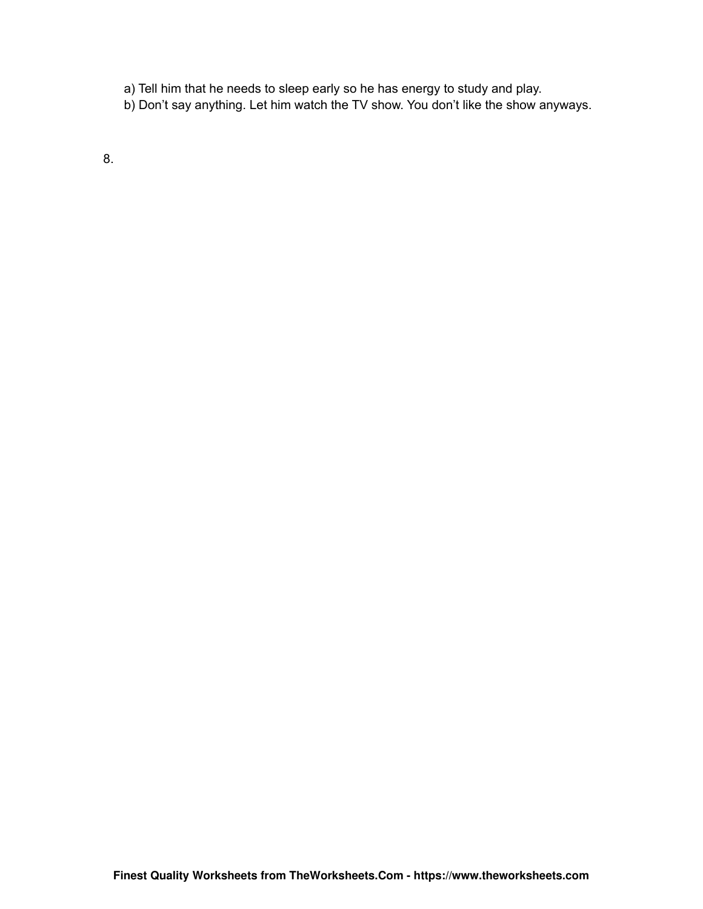a) Tell him that he needs to sleep early so he has energy to study and play.
b) Don't say anything. Let him watch the TV show. You don't like the show anyways.

8.